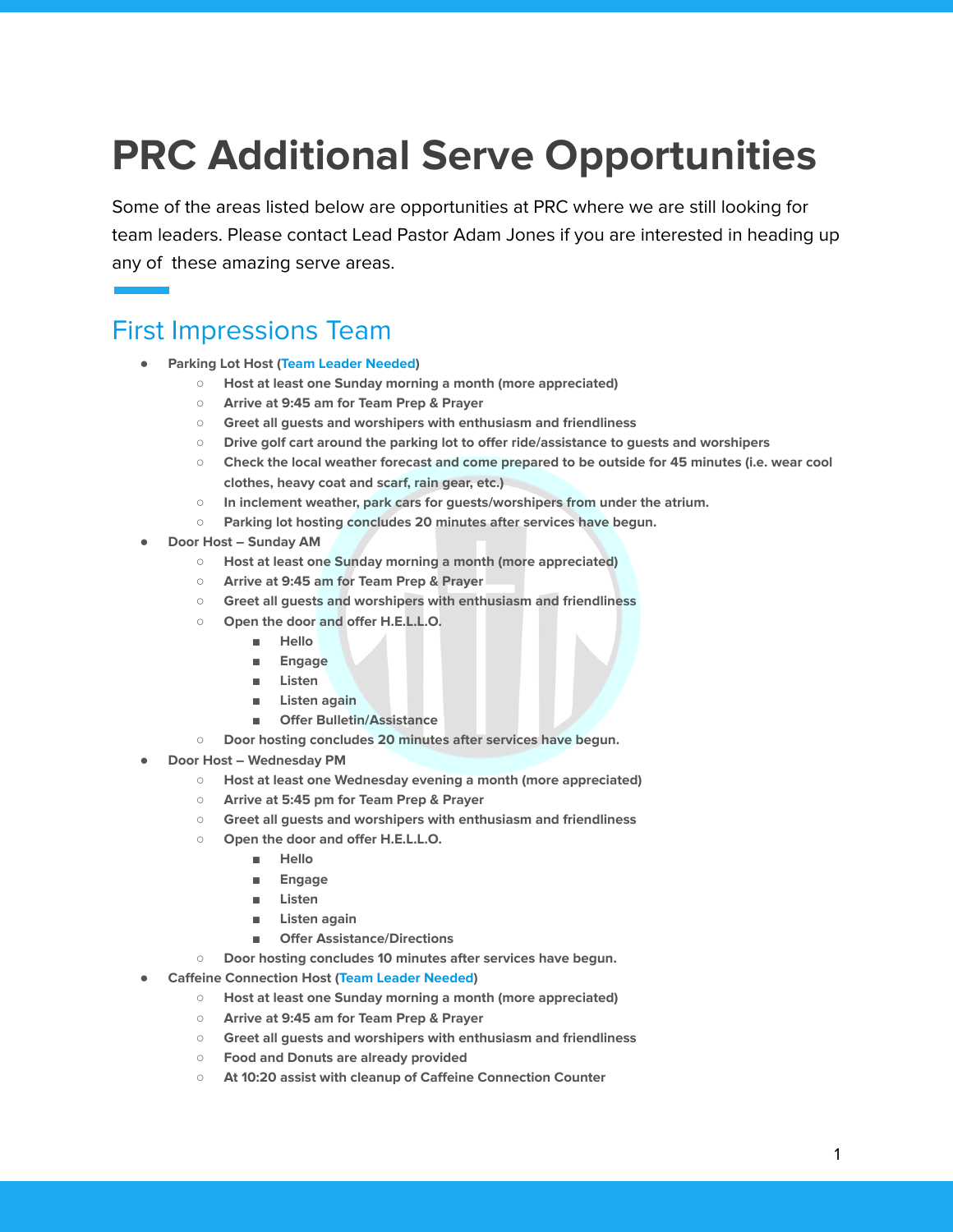# PRC Additional Serve Opportunities

Some of the areas listed below are opportunities at PRC where we are still looking for team leaders. Please contact Lead Pastor Adam Jones if you are interested in heading up any of these amazing serve areas.

## First Impressions Team

- **Parking Lot Host (Team Leader Needed)**
  - **Host at least one Sunday morning a month (more appreciated)**
  - **Arrive at 9:45 am for Team Prep & Prayer**
  - **Greet all guests and worshipers with enthusiasm and friendliness**
  - **Drive golf cart around the parking lot to offer ride/assistance to guests and worshipers**
  - **Check the local weather forecast and come prepared to be outside for 45 minutes (i.e. wear cool clothes, heavy coat and scarf, rain gear, etc.)**
  - **In inclement weather, park cars for guests/worshipers from under the atrium.**
  - **Parking lot hosting concludes 20 minutes after services have begun.**
- **Door Host – Sunday AM**
  - **Host at least one Sunday morning a month (more appreciated)**
  - **Arrive at 9:45 am for Team Prep & Prayer**
  - **Greet all guests and worshipers with enthusiasm and friendliness**
  - **Open the door and offer H.E.L.L.O.**
    - **Hello**
    - **Engage**
    - **Listen**
    - **Listen again**
    - **Offer Bulletin/Assistance**
  - **Door hosting concludes 20 minutes after services have begun.**
- **Door Host – Wednesday PM**
  - **Host at least one Wednesday evening a month (more appreciated)**
  - **Arrive at 5:45 pm for Team Prep & Prayer**
  - **Greet all guests and worshipers with enthusiasm and friendliness**
  - **Open the door and offer H.E.L.L.O.**
    - **Hello**
    - **Engage**
    - **Listen**
    - **Listen again**
    - **Offer Assistance/Directions**
  - **Door hosting concludes 10 minutes after services have begun.**
- **Caffeine Connection Host (Team Leader Needed)**
  - **Host at least one Sunday morning a month (more appreciated)**
  - **Arrive at 9:45 am for Team Prep & Prayer**
  - **Greet all guests and worshipers with enthusiasm and friendliness**
  - **Food and Donuts are already provided**
  - **At 10:20 assist with cleanup of Caffeine Connection Counter**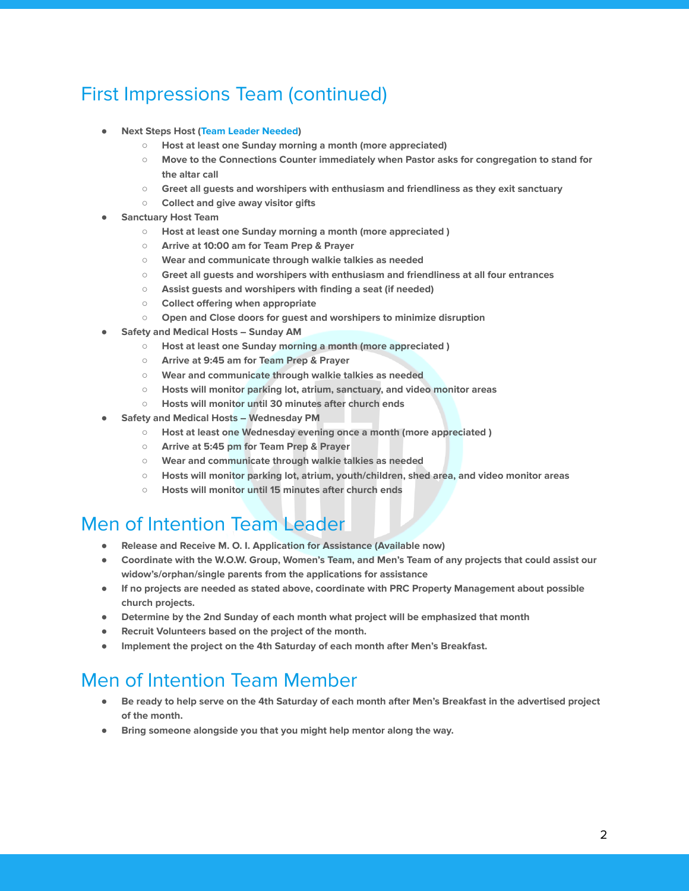## First Impressions Team (continued)

- **Next Steps Host (Team Leader Needed)**
  - **Host at least one Sunday morning a month (more appreciated)**
  - **Move to the Connections Counter immediately when Pastor asks for congregation to stand for the altar call**
  - **Greet all guests and worshipers with enthusiasm and friendliness as they exit sanctuary**
  - **Collect and give away visitor gifts**
- **Sanctuary Host Team**
  - **Host at least one Sunday morning a month (more appreciated )**
  - **Arrive at 10:00 am for Team Prep & Prayer**
  - **Wear and communicate through walkie talkies as needed**
  - **Greet all guests and worshipers with enthusiasm and friendliness at all four entrances**
  - **Assist guests and worshipers with finding a seat (if needed)**
  - **Collect offering when appropriate**
  - **Open and Close doors for guest and worshipers to minimize disruption**
- **Safety and Medical Hosts – Sunday AM**
  - **Host at least one Sunday morning a month (more appreciated )**
  - **Arrive at 9:45 am for Team Prep & Prayer**
  - **Wear and communicate through walkie talkies as needed**
  - **Hosts will monitor parking lot, atrium, sanctuary, and video monitor areas**
  - **Hosts will monitor until 30 minutes after church ends**
- **Safety and Medical Hosts – Wednesday PM**
  - **Host at least one Wednesday evening once a month (more appreciated )**
  - **Arrive at 5:45 pm for Team Prep & Prayer**
  - **Wear and communicate through walkie talkies as needed**
  - **Hosts will monitor parking lot, atrium, youth/children, shed area, and video monitor areas**
  - **Hosts will monitor until 15 minutes after church ends**

## Men of Intention Team Leader

- **Release and Receive M. O. I. Application for Assistance (Available now)**
- **Coordinate with the W.O.W. Group, Women's Team, and Men's Team of any projects that could assist our widow's/orphan/single parents from the applications for assistance**
- **If no projects are needed as stated above, coordinate with PRC Property Management about possible church projects.**
- **Determine by the 2nd Sunday of each month what project will be emphasized that month**
- **Recruit Volunteers based on the project of the month.**
- **Implement the project on the 4th Saturday of each month after Men's Breakfast.**

## Men of Intention Team Member

- **Be ready to help serve on the 4th Saturday of each month after Men's Breakfast in the advertised project of the month.**
- **Bring someone alongside you that you might help mentor along the way.**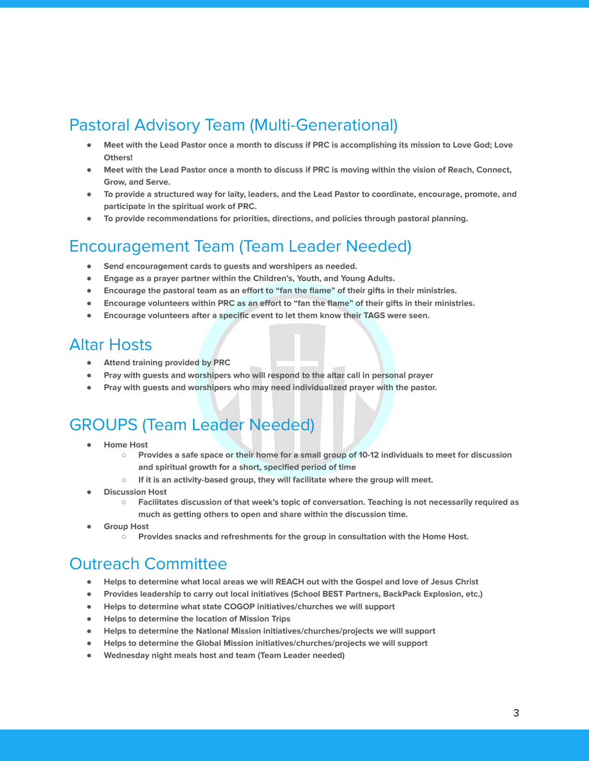## Pastoral Advisory Team (Multi-Generational)

- **Meet with the Lead Pastor once a month to discuss if PRC is accomplishing its mission to Love God; Love Others!**
- **Meet with the Lead Pastor once a month to discuss if PRC is moving within the vision of Reach, Connect, Grow, and Serve.**
- **To provide a structured way for laity, leaders, and the Lead Pastor to coordinate, encourage, promote, and participate in the spiritual work of PRC.**
- **To provide recommendations for priorities, directions, and policies through pastoral planning.**

## Encouragement Team (Team Leader Needed)

- **Send encouragement cards to guests and worshipers as needed.**
- **Engage as a prayer partner within the Children's, Youth, and Young Adults.**
- **Encourage the pastoral team as an effort to "fan the flame" of their gifts in their ministries.**
- **Encourage volunteers within PRC as an effort to "fan the flame" of their gifts in their ministries.**
- **Encourage volunteers after a specific event to let them know their TAGS were seen.**

## Altar Hosts

- **Attend training provided by PRC**
- **Pray with guests and worshipers who will respond to the altar call in personal prayer**
- **Pray with guests and worshipers who may need individualized prayer with the pastor.**

## GROUPS (Team Leader Needed)

- **Home Host**
  - **Provides a safe space or their home for a small group of 10-12 individuals to meet for discussion and spiritual growth for a short, specified period of time**
  - **If it is an activity-based group, they will facilitate where the group will meet.**
- **Discussion Host**
  - **Facilitates discussion of that week's topic of conversation. Teaching is not necessarily required as much as getting others to open and share within the discussion time.**
- **Group Host**
  - **Provides snacks and refreshments for the group in consultation with the Home Host.**

## Outreach Committee

- **Helps to determine what local areas we will REACH out with the Gospel and love of Jesus Christ**
- **Provides leadership to carry out local initiatives (School BEST Partners, BackPack Explosion, etc.)**
- **Helps to determine what state COGOP initiatives/churches we will support**
- **Helps to determine the location of Mission Trips**
- **Helps to determine the National Mission initiatives/churches/projects we will support**
- **Helps to determine the Global Mission initiatives/churches/projects we will support**
- **Wednesday night meals host and team (Team Leader needed)**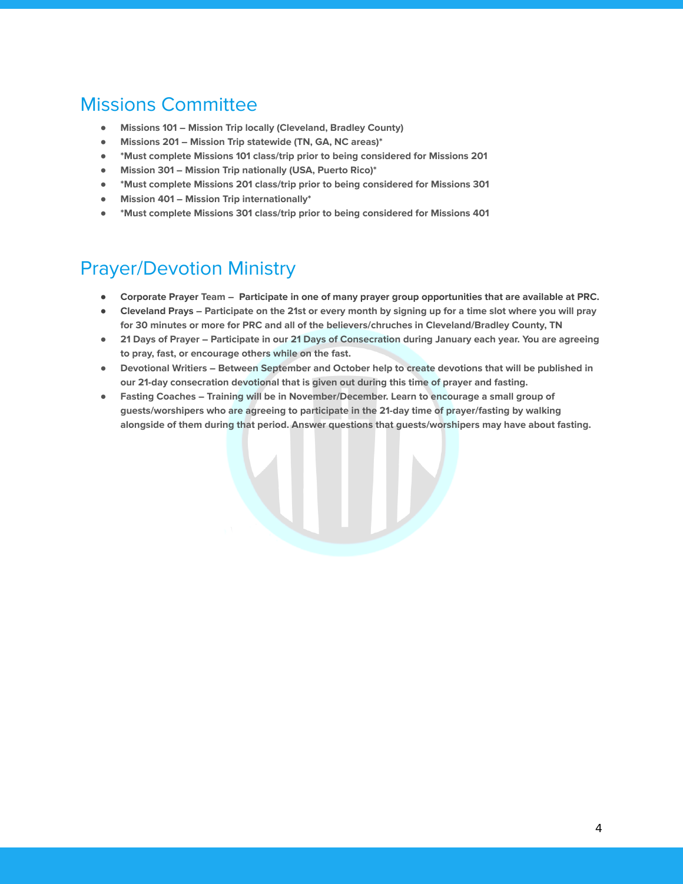## Missions Committee

- **Missions 101 – Mission Trip locally (Cleveland, Bradley County)**
- **Missions 201 – Mission Trip statewide (TN, GA, NC areas)***
- ***Must complete Missions 101 class/trip prior to being considered for Missions 201**
- **Mission 301 – Mission Trip nationally (USA, Puerto Rico)***
- ***Must complete Missions 201 class/trip prior to being considered for Missions 301**
- **Mission 401 – Mission Trip internationally***
- ***Must complete Missions 301 class/trip prior to being considered for Missions 401**

## Prayer/Devotion Ministry

- **Corporate Prayer Team – Participate in one of many prayer group opportunities that are available at PRC.**
- **Cleveland Prays – Participate on the 21st or every month by signing up for a time slot where you will pray for 30 minutes or more for PRC and all of the believers/chruches in Cleveland/Bradley County, TN**
- **21 Days of Prayer – Participate in our 21 Days of Consecration during January each year. You are agreeing to pray, fast, or encourage others while on the fast.**
- **Devotional Writiers – Between September and October help to create devotions that will be published in our 21-day consecration devotional that is given out during this time of prayer and fasting.**
- **Fasting Coaches – Training will be in November/December. Learn to encourage a small group of guests/worshipers who are agreeing to participate in the 21-day time of prayer/fasting by walking alongside of them during that period. Answer questions that guests/worshipers may have about fasting.**